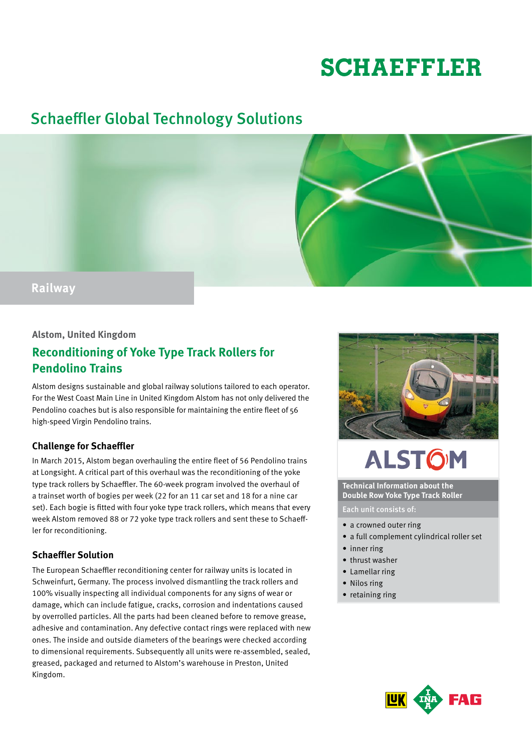# SCHAEFFLER

## Schaeffler Global Technology Solutions

**Railway**

**Alstom, United Kingdom**

## Reconditioning of Yoke Type Track Rollers for Pendolino Trains

Alstom designs sustainable and global railway solutions tailored to each operator. For the West Coast Main Line in United Kingdom Alstom has not only delivered the Pendolino coaches but is also responsible for maintaining the entire fleet of 56 high-speed Virgin Pendolino trains.

### Challenge for Schaeffler

In March 2015, Alstom began overhauling the entire fleet of 56 Pendolino trains at Longsight. A critical part of this overhaul was the reconditioning of the yoke type track rollers by Schaeffler. The 60-week program involved the overhaul of a trainset worth of bogies per week (22 for an 11 car set and 18 for a nine car set). Each bogie is fitted with four yoke type track rollers, which means that every week Alstom removed 88 or 72 yoke type track rollers and sent these to Schaeffler for reconditioning.

### Schaeffler Solution

The European Schaeffler reconditioning center for railway units is located in Schweinfurt, Germany. The process involved dismantling the track rollers and 100% visually inspecting all individual components for any signs of wear or damage, which can include fatigue, cracks, corrosion and indentations caused by overrolled particles. All the parts had been cleaned before to remove grease, adhesive and contamination. Any defective contact rings were replaced with new ones. The inside and outside diameters of the bearings were checked according to dimensional requirements. Subsequently all units were re-assembled, sealed, greased, packaged and returned to Alstom's warehouse in Preston, United Kingdom.

ALSTOM

**Technical Information about the Double Row Yoke Type Track Roller**

Each unit consists of:

- a crowned outer ring
- a full complement cylindrical roller set
- inner ring
- thrust washer
- Lamellar ring
- Nilos ring
- retaining ring

LuK INA FAG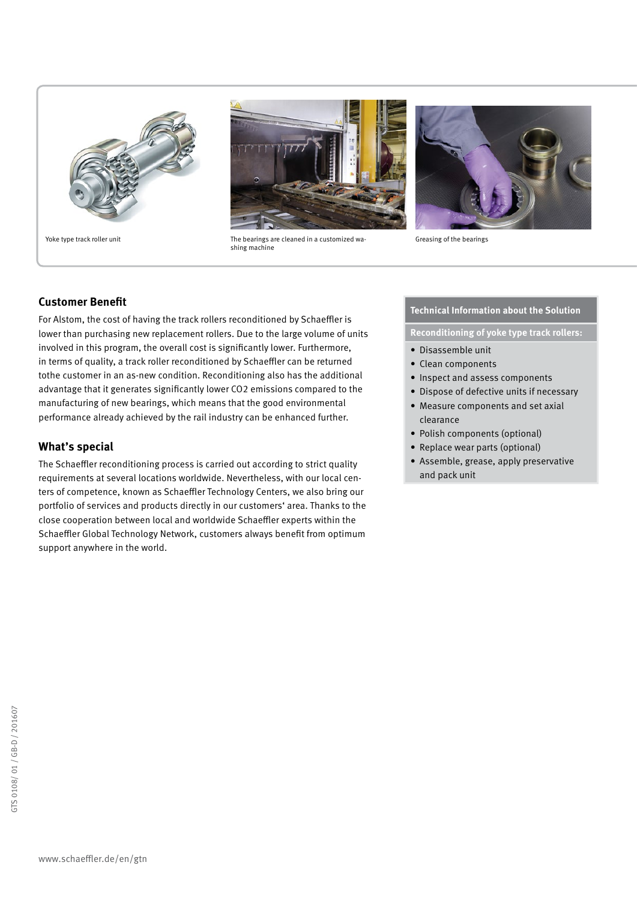Yoke type track roller unit

The bearings are cleaned in a customized washing machine

Greasing of the bearings

## Customer Benefit

For Alstom, the cost of having the track rollers reconditioned by Schaeffler is lower than purchasing new replacement rollers. Due to the large volume of units involved in this program, the overall cost is significantly lower. Furthermore, in terms of quality, a track roller reconditioned by Schaeffler can be returned tothe customer in an as-new condition. Reconditioning also has the additional advantage that it generates significantly lower $CO_2$ emissions compared to the manufacturing of new bearings, which means that the good environmental performance already achieved by the rail industry can be enhanced further.

## What's special

The Schaeffler reconditioning process is carried out according to strict quality requirements at several locations worldwide. Nevertheless, with our local centers of competence, known as Schaeffler Technology Centers, we also bring our portfolio of services and products directly in our customers' area. Thanks to the close cooperation between local and worldwide Schaeffler experts within the Schaeffler Global Technology Network, customers always benefit from optimum support anywhere in the world.

### Technical Information about the Solution

**Reconditioning of yoke type track rollers:**

- Disassemble unit
- Clean components
- Inspect and assess components
- Dispose of defective units if necessary
- Measure components and set axial clearance
- Polish components (optional)
- Replace wear parts (optional)
- Assemble, grease, apply preservative and pack unit

GTS 0108/ 01 / GB-D / 201607

www.schaeffler.de/en/gtn